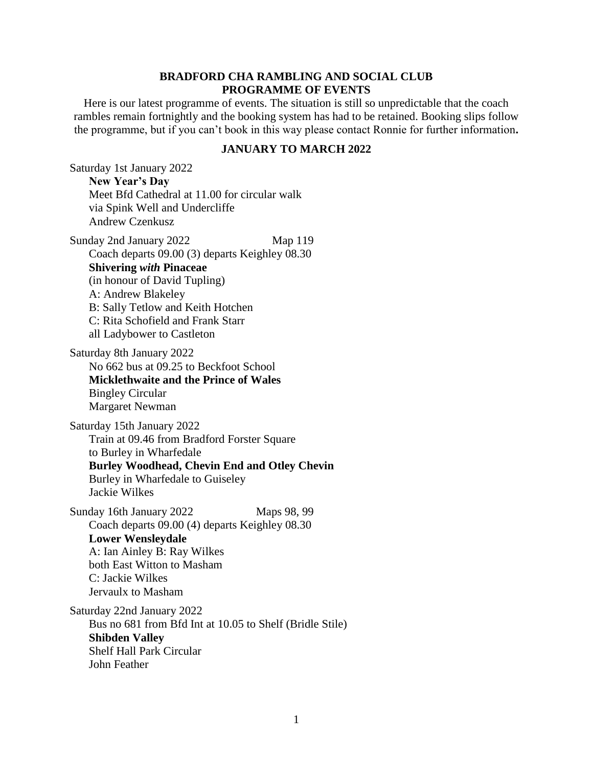# BRADFORD CHA RAMBLING AND SOCIAL CLUB
## PROGRAMME OF EVENTS

Here is our latest programme of events. The situation is still so unpredictable that the coach rambles remain fortnightly and the booking system has had to be retained. Booking slips follow the programme, but if you can't book in this way please contact Ronnie for further information**.**

## JANUARY TO MARCH 2022

Saturday 1st January 2022
**New Year's Day**
Meet Bfd Cathedral at 11.00 for circular walk
via Spink Well and Undercliffe
Andrew Czenkusz

Sunday 2nd January 2022 Map 119
Coach departs 09.00 (3) departs Keighley 08.30
**Shivering *with* Pinaceae**
(in honour of David Tupling)
A: Andrew Blakeley
B: Sally Tetlow and Keith Hotchen
C: Rita Schofield and Frank Starr
all Ladybower to Castleton

Saturday 8th January 2022
No 662 bus at 09.25 to Beckfoot School
**Micklethwaite and the Prince of Wales**
Bingley Circular
Margaret Newman

Saturday 15th January 2022
Train at 09.46 from Bradford Forster Square
to Burley in Wharfedale
**Burley Woodhead, Chevin End and Otley Chevin**
Burley in Wharfedale to Guiseley
Jackie Wilkes

Sunday 16th January 2022 Maps 98, 99
Coach departs 09.00 (4) departs Keighley 08.30
**Lower Wensleydale**
A: Ian Ainley B: Ray Wilkes
both East Witton to Masham
C: Jackie Wilkes
Jervaulx to Masham

Saturday 22nd January 2022
Bus no 681 from Bfd Int at 10.05 to Shelf (Bridle Stile)
**Shibden Valley**
Shelf Hall Park Circular
John Feather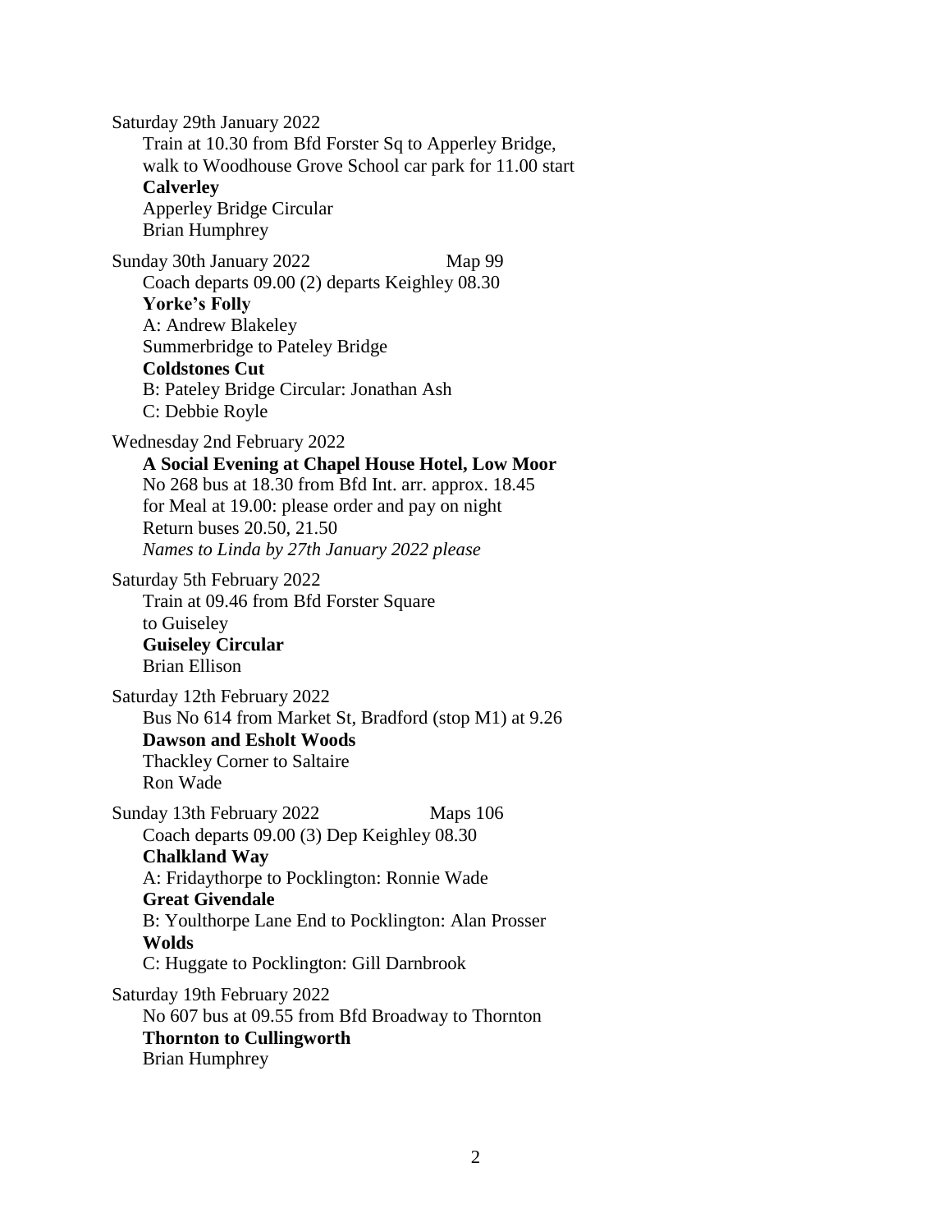Saturday 29th January 2022

Train at 10.30 from Bfd Forster Sq to Apperley Bridge, walk to Woodhouse Grove School car park for 11.00 start
**Calverley**
Apperley Bridge Circular
Brian Humphrey

Sunday 30th January 2022 Map 99

Coach departs 09.00 (2) departs Keighley 08.30
**Yorke's Folly**
A: Andrew Blakeley
Summerbridge to Pateley Bridge
**Coldstones Cut**
B: Pateley Bridge Circular: Jonathan Ash
C: Debbie Royle

Wednesday 2nd February 2022

**A Social Evening at Chapel House Hotel, Low Moor**
No 268 bus at 18.30 from Bfd Int. arr. approx. 18.45 for Meal at 19.00: please order and pay on night
Return buses 20.50, 21.50
*Names to Linda by 27th January 2022 please*

Saturday 5th February 2022

Train at 09.46 from Bfd Forster Square to Guiseley
**Guiseley Circular**
Brian Ellison

Saturday 12th February 2022

Bus No 614 from Market St, Bradford (stop M1) at 9.26
**Dawson and Esholt Woods**
Thackley Corner to Saltaire
Ron Wade

Sunday 13th February 2022 Maps 106

Coach departs 09.00 (3) Dep Keighley 08.30
**Chalkland Way**
A: Fridaythorpe to Pocklington: Ronnie Wade
**Great Givendale**
B: Youlthorpe Lane End to Pocklington: Alan Prosser
**Wolds**
C: Huggate to Pocklington: Gill Darnbrook

Saturday 19th February 2022

No 607 bus at 09.55 from Bfd Broadway to Thornton
**Thornton to Cullingworth**
Brian Humphrey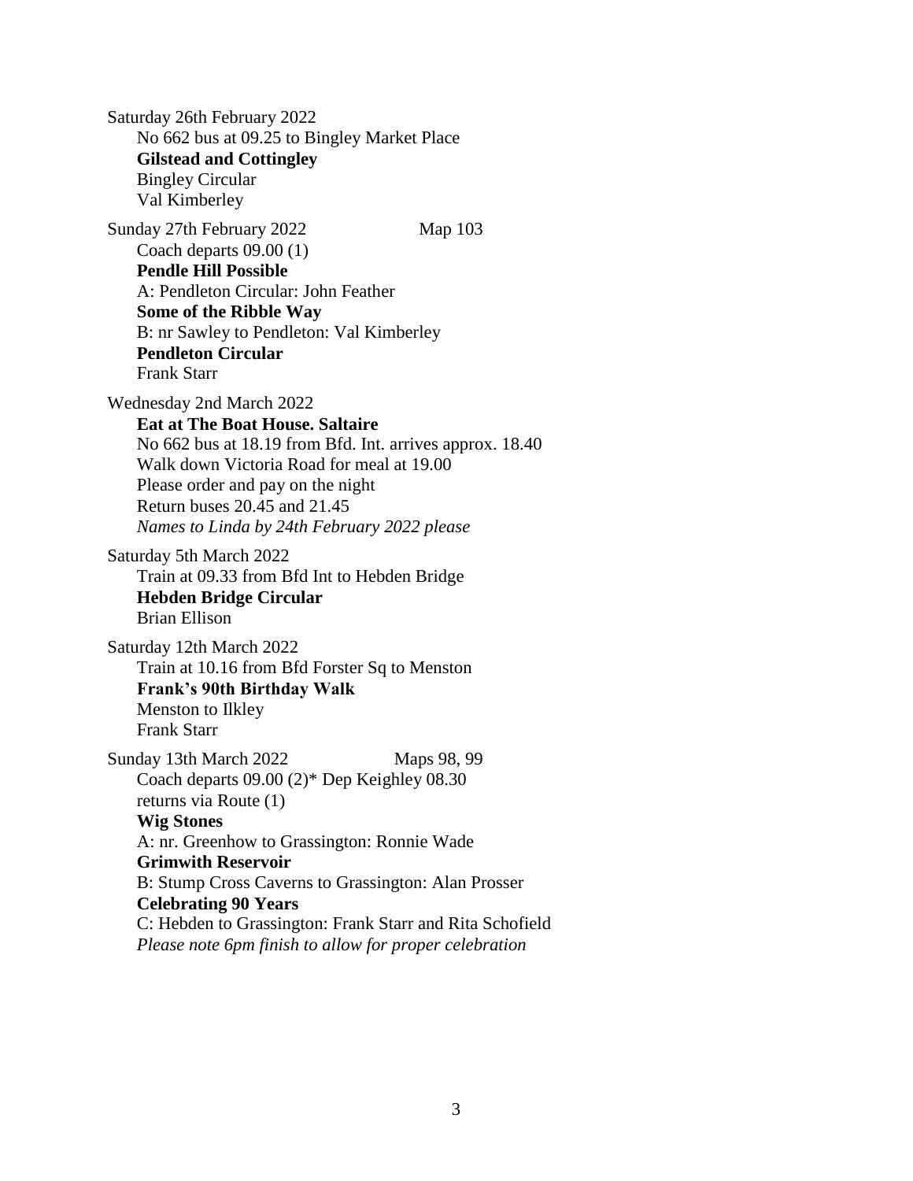Saturday 26th February 2022

No 662 bus at 09.25 to Bingley Market Place

**Gilstead and Cottingley**

Bingley Circular

Val Kimberley

Sunday 27th February 2022 Map 103

Coach departs 09.00 (1)

**Pendle Hill Possible**

A: Pendleton Circular: John Feather

**Some of the Ribble Way**

B: nr Sawley to Pendleton: Val Kimberley

**Pendleton Circular**

Frank Starr

Wednesday 2nd March 2022

**Eat at The Boat House. Saltaire**

No 662 bus at 18.19 from Bfd. Int. arrives approx. 18.40

Walk down Victoria Road for meal at 19.00

Please order and pay on the night

Return buses 20.45 and 21.45

*Names to Linda by 24th February 2022 please*

Saturday 5th March 2022

Train at 09.33 from Bfd Int to Hebden Bridge

**Hebden Bridge Circular**

Brian Ellison

Saturday 12th March 2022

Train at 10.16 from Bfd Forster Sq to Menston

**Frank's 90th Birthday Walk**

Menston to Ilkley

Frank Starr

Sunday 13th March 2022 Maps 98, 99

Coach departs 09.00 (2)* Dep Keighley 08.30

returns via Route (1)

**Wig Stones**

A: nr. Greenhow to Grassington: Ronnie Wade

**Grimwith Reservoir**

B: Stump Cross Caverns to Grassington: Alan Prosser

**Celebrating 90 Years**

C: Hebden to Grassington: Frank Starr and Rita Schofield

*Please note 6pm finish to allow for proper celebration*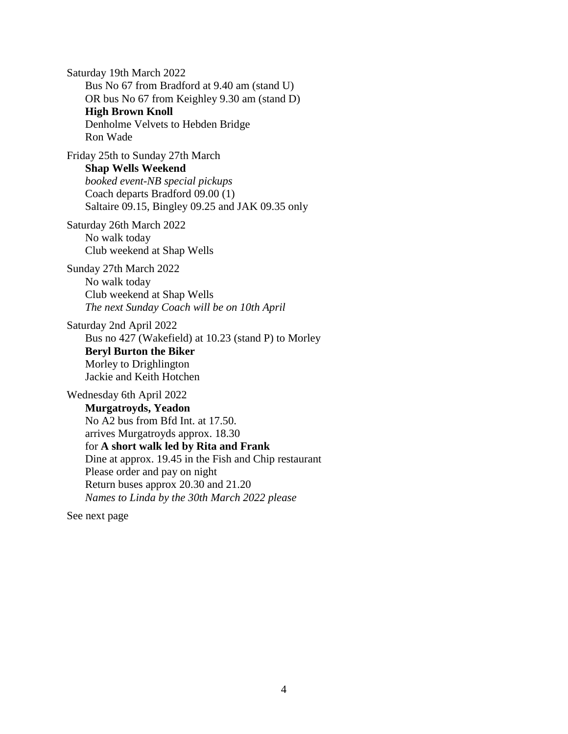Saturday 19th March 2022

Bus No 67 from Bradford at 9.40 am (stand U)
OR bus No 67 from Keighley 9.30 am (stand D)
**High Brown Knoll**
Denholme Velvets to Hebden Bridge
Ron Wade

Friday 25th to Sunday 27th March

**Shap Wells Weekend**
*booked event-NB special pickups*
Coach departs Bradford 09.00 (1)
Saltaire 09.15, Bingley 09.25 and JAK 09.35 only

Saturday 26th March 2022

No walk today
Club weekend at Shap Wells

Sunday 27th March 2022

No walk today
Club weekend at Shap Wells
*The next Sunday Coach will be on 10th April*

Saturday 2nd April 2022

Bus no 427 (Wakefield) at 10.23 (stand P) to Morley
**Beryl Burton the Biker**
Morley to Drighlington
Jackie and Keith Hotchen

Wednesday 6th April 2022

**Murgatroyds, Yeadon**
No A2 bus from Bfd Int. at 17.50.
arrives Murgatroyds approx. 18.30
for **A short walk led by Rita and Frank**
Dine at approx. 19.45 in the Fish and Chip restaurant
Please order and pay on night
Return buses approx 20.30 and 21.20
*Names to Linda by the 30th March 2022 please*

See next page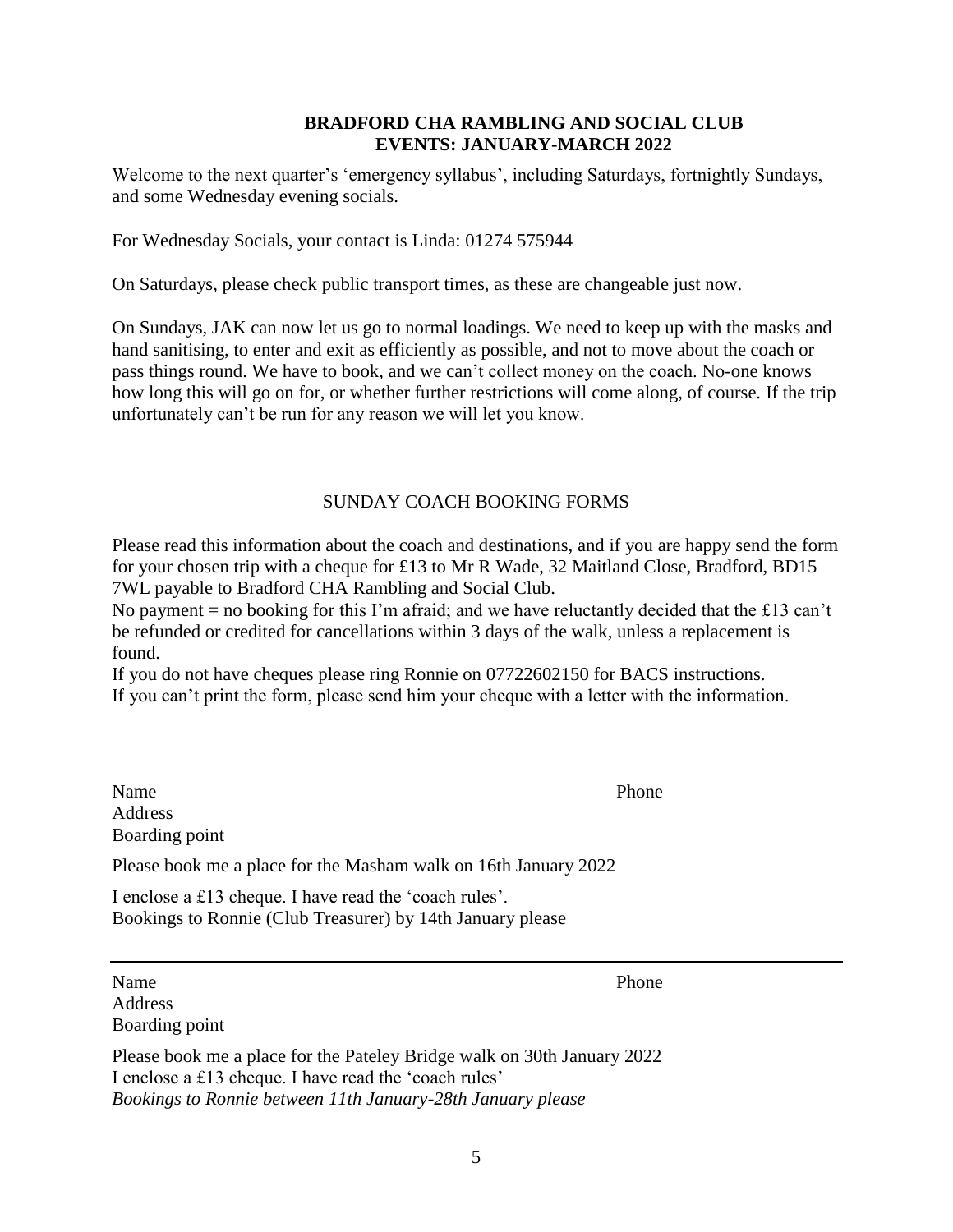**BRADFORD CHA RAMBLING AND SOCIAL CLUB**
**EVENTS: JANUARY-MARCH 2022**

Welcome to the next quarter's 'emergency syllabus', including Saturdays, fortnightly Sundays, and some Wednesday evening socials.

For Wednesday Socials, your contact is Linda: 01274 575944

On Saturdays, please check public transport times, as these are changeable just now.

On Sundays, JAK can now let us go to normal loadings. We need to keep up with the masks and hand sanitising, to enter and exit as efficiently as possible, and not to move about the coach or pass things round. We have to book, and we can't collect money on the coach. No-one knows how long this will go on for, or whether further restrictions will come along, of course. If the trip unfortunately can't be run for any reason we will let you know.

SUNDAY COACH BOOKING FORMS

Please read this information about the coach and destinations, and if you are happy send the form for your chosen trip with a cheque for £13 to Mr R Wade, 32 Maitland Close, Bradford, BD15 7WL payable to Bradford CHA Rambling and Social Club.
No payment = no booking for this I'm afraid; and we have reluctantly decided that the £13 can't be refunded or credited for cancellations within 3 days of the walk, unless a replacement is found.
If you do not have cheques please ring Ronnie on 07722602150 for BACS instructions.
If you can't print the form, please send him your cheque with a letter with the information.

Name Phone
Address
Boarding point

Please book me a place for the Masham walk on 16th January 2022

I enclose a £13 cheque. I have read the 'coach rules'.
Bookings to Ronnie (Club Treasurer) by 14th January please

---

Name Phone
Address
Boarding point

Please book me a place for the Pateley Bridge walk on 30th January 2022
I enclose a £13 cheque. I have read the 'coach rules'
*Bookings to Ronnie between 11th January-28th January please*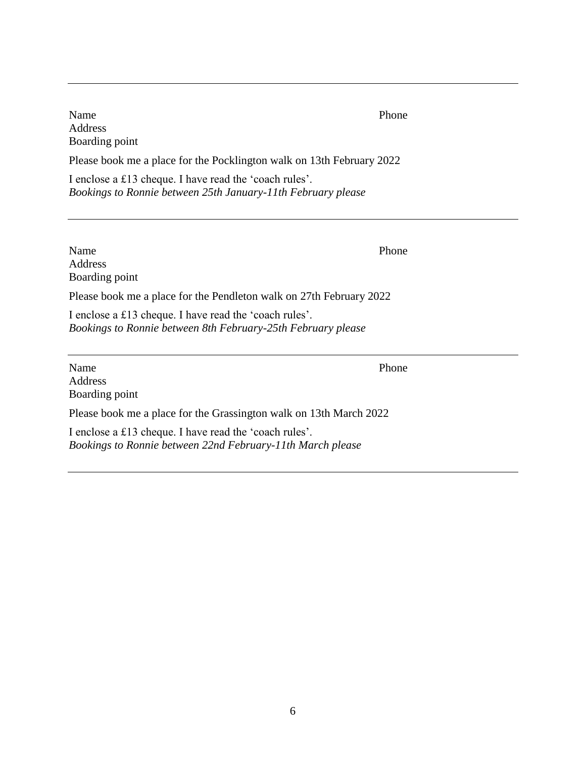---

Name Phone
Address
Boarding point

Please book me a place for the Pocklington walk on 13th February 2022

I enclose a £13 cheque. I have read the 'coach rules'.
*Bookings to Ronnie between 25th January-11th February please*

---

Name Phone
Address
Boarding point

Please book me a place for the Pendleton walk on 27th February 2022

I enclose a £13 cheque. I have read the 'coach rules'.
*Bookings to Ronnie between 8th February-25th February please*

---

Name Phone
Address
Boarding point

Please book me a place for the Grassington walk on 13th March 2022

I enclose a £13 cheque. I have read the 'coach rules'.
*Bookings to Ronnie between 22nd February-11th March please*

---